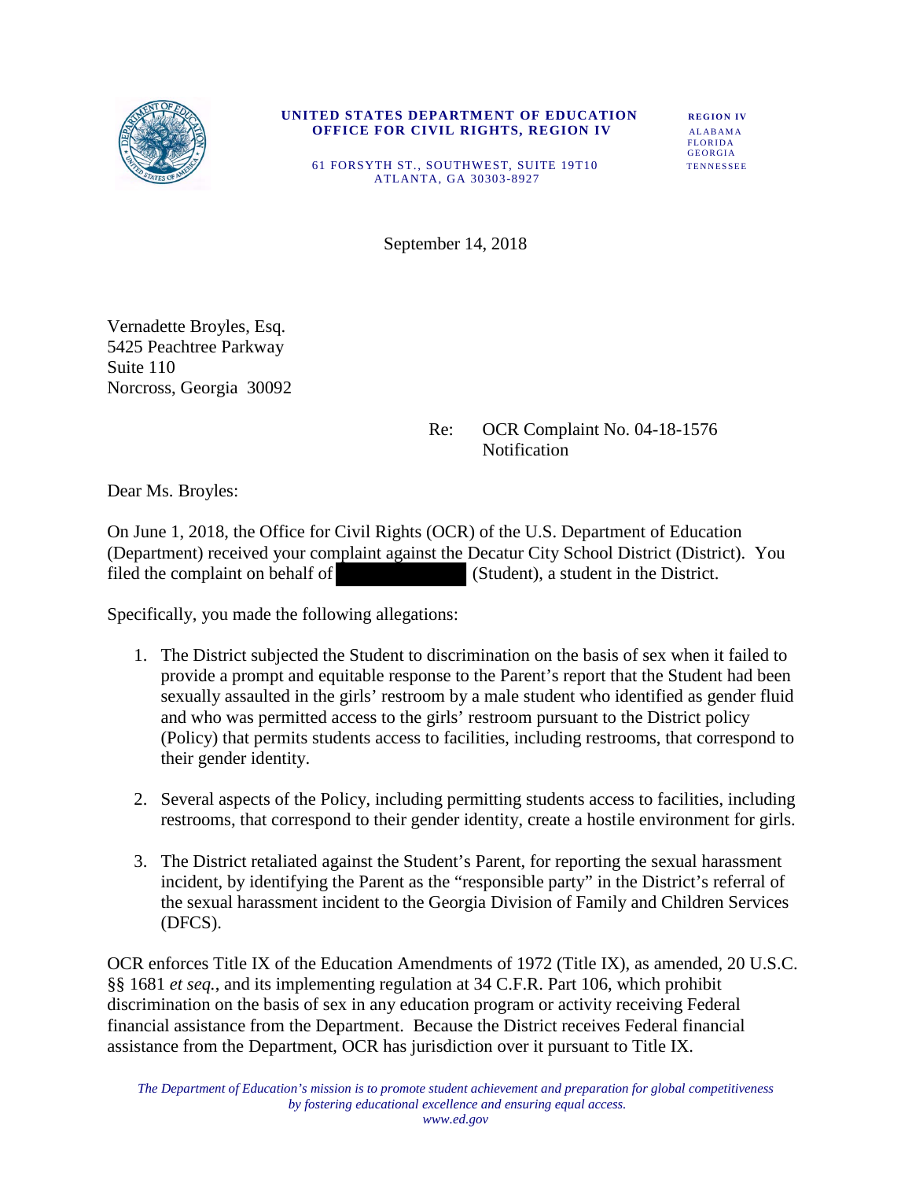**UNITED STATES DEPARTMENT OF EDUCATION**
**OFFICE FOR CIVIL RIGHTS, REGION IV**

61 FORSYTH ST., SOUTHWEST, SUITE 19T10
ATLANTA, GA 30303-8927

**REGION IV**
ALABAMA
FLORIDA
GEORGIA
TENNESSEE

September 14, 2018

Vernadette Broyles, Esq.
5425 Peachtree Parkway
Suite 110
Norcross, Georgia 30092

Re: OCR Complaint No. 04-18-1576
Notification

Dear Ms. Broyles:

On June 1, 2018, the Office for Civil Rights (OCR) of the U.S. Department of Education (Department) received your complaint against the Decatur City School District (District). You filed the complaint on behalf of [REDACTED] (Student), a student in the District.

Specifically, you made the following allegations:

1. The District subjected the Student to discrimination on the basis of sex when it failed to provide a prompt and equitable response to the Parent's report that the Student had been sexually assaulted in the girls' restroom by a male student who identified as gender fluid and who was permitted access to the girls' restroom pursuant to the District policy (Policy) that permits students access to facilities, including restrooms, that correspond to their gender identity.

2. Several aspects of the Policy, including permitting students access to facilities, including restrooms, that correspond to their gender identity, create a hostile environment for girls.

3. The District retaliated against the Student's Parent, for reporting the sexual harassment incident, by identifying the Parent as the "responsible party" in the District's referral of the sexual harassment incident to the Georgia Division of Family and Children Services (DFCS).

OCR enforces Title IX of the Education Amendments of 1972 (Title IX), as amended, 20 U.S.C. §§ 1681 *et seq.*, and its implementing regulation at 34 C.F.R. Part 106, which prohibit discrimination on the basis of sex in any education program or activity receiving Federal financial assistance from the Department. Because the District receives Federal financial assistance from the Department, OCR has jurisdiction over it pursuant to Title IX.

*The Department of Education's mission is to promote student achievement and preparation for global competitiveness by fostering educational excellence and ensuring equal access.*
*www.ed.gov*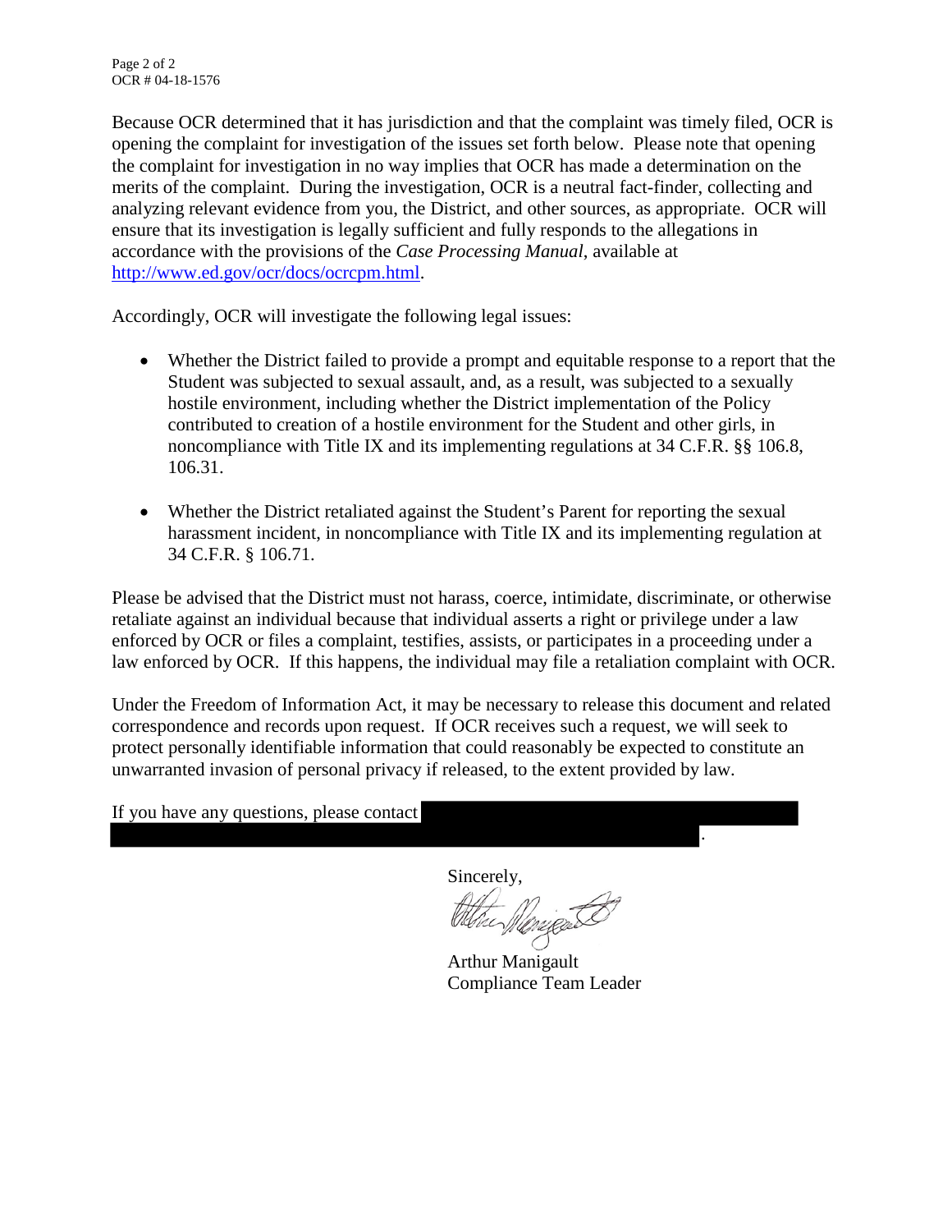Because OCR determined that it has jurisdiction and that the complaint was timely filed, OCR is opening the complaint for investigation of the issues set forth below. Please note that opening the complaint for investigation in no way implies that OCR has made a determination on the merits of the complaint. During the investigation, OCR is a neutral fact-finder, collecting and analyzing relevant evidence from you, the District, and other sources, as appropriate. OCR will ensure that its investigation is legally sufficient and fully responds to the allegations in accordance with the provisions of the *Case Processing Manual*, available at [http://www.ed.gov/ocr/docs/ocrcpm.html](http://www.ed.gov/ocr/docs/ocrcpm.html).

Accordingly, OCR will investigate the following legal issues:

- Whether the District failed to provide a prompt and equitable response to a report that the Student was subjected to sexual assault, and, as a result, was subjected to a sexually hostile environment, including whether the District implementation of the Policy contributed to creation of a hostile environment for the Student and other girls, in noncompliance with Title IX and its implementing regulations at 34 C.F.R. §§ 106.8, 106.31.

- Whether the District retaliated against the Student's Parent for reporting the sexual harassment incident, in noncompliance with Title IX and its implementing regulation at 34 C.F.R. § 106.71.

Please be advised that the District must not harass, coerce, intimidate, discriminate, or otherwise retaliate against an individual because that individual asserts a right or privilege under a law enforced by OCR or files a complaint, testifies, assists, or participates in a proceeding under a law enforced by OCR. If this happens, the individual may file a retaliation complaint with OCR.

Under the Freedom of Information Act, it may be necessary to release this document and related correspondence and records upon request. If OCR receives such a request, we will seek to protect personally identifiable information that could reasonably be expected to constitute an unwarranted invasion of personal privacy if released, to the extent provided by law.

If you have any questions, please contact [REDACTED].

Sincerely,

Arthur Manigault
Compliance Team Leader